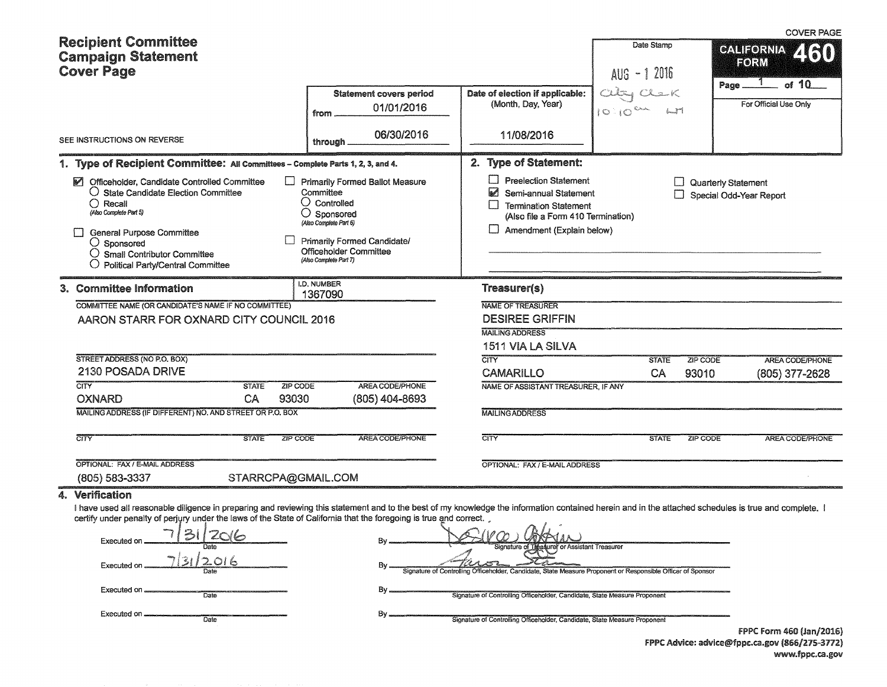COVER PAGE

# Recipient Committee Campaign Statement Cover Page

SEE INSTRUCTIONS ON REVERSE

**CALIFORNIA FORM 460**

Page 1 of 10

For Official Use Only

Date Stamp: AUG - 1 2016 City Clerk 10:10 am

| Statement covers period | Date of election if applicable: (Month, Day, Year) |
|---|---|
| from 01/01/2016 | |
| through 06/30/2016 | 11/08/2016 |

## 1. Type of Recipient Committee: All Committees – Complete Parts 1, 2, 3, and 4.

- [x] Officeholder, Candidate Controlled Committee
  - ○ State Candidate Election Committee
  - ○ Recall (Also Complete Part 5)
- [ ] General Purpose Committee
  - ○ Sponsored
  - ○ Small Contributor Committee
  - ○ Political Party/Central Committee
- [ ] Primarily Formed Ballot Measure Committee
  - ○ Controlled
  - ○ Sponsored (Also Complete Part 6)
- [ ] Primarily Formed Candidate/Officeholder Committee (Also Complete Part 7)

## 2. Type of Statement:

- [ ] Preelection Statement
- [x] Semi-annual Statement
- [ ] Termination Statement (Also file a Form 410 Termination)
- [ ] Amendment (Explain below)
- [ ] Quarterly Statement
- [ ] Special Odd-Year Report

## 3. Committee Information

I.D. NUMBER: 1367090

COMMITTEE NAME (OR CANDIDATE'S NAME IF NO COMMITTEE): AARON STARR FOR OXNARD CITY COUNCIL 2016

STREET ADDRESS (NO P.O. BOX): 2130 POSADA DRIVE

| CITY | STATE | ZIP CODE | AREA CODE/PHONE |
|---|---|---|---|
| OXNARD | CA | 93030 | (805) 404-8693 |

MAILING ADDRESS (IF DIFFERENT) NO. AND STREET OR P.O. BOX:

| CITY | STATE | ZIP CODE | AREA CODE/PHONE |
|---|---|---|---|
| | | | |

OPTIONAL: FAX / E-MAIL ADDRESS: (805) 583-3337 STARRCPA@GMAIL.COM

### Treasurer(s)

NAME OF TREASURER: DESIREE GRIFFIN

MAILING ADDRESS: 1511 VIA LA SILVA

| CITY | STATE | ZIP CODE | AREA CODE/PHONE |
|---|---|---|---|
| CAMARILLO | CA | 93010 | (805) 377-2628 |

NAME OF ASSISTANT TREASURER, IF ANY:

MAILING ADDRESS:

| CITY | STATE | ZIP CODE | AREA CODE/PHONE |
|---|---|---|---|
| | | | |

OPTIONAL: FAX / E-MAIL ADDRESS:

## 4. Verification

I have used all reasonable diligence in preparing and reviewing this statement and to the best of my knowledge the information contained herein and in the attached schedules is true and complete. I certify under penalty of perjury under the laws of the State of California that the foregoing is true and correct.

Executed on 7/31/2016 (Date) By [signature] (Signature of Treasurer or Assistant Treasurer)

Executed on 7/31/2016 (Date) By [signature] (Signature of Controlling Officeholder, Candidate, State Measure Proponent or Responsible Officer of Sponsor)

Executed on ______ (Date) By ______ (Signature of Controlling Officeholder, Candidate, State Measure Proponent)

Executed on ______ (Date) By ______ (Signature of Controlling Officeholder, Candidate, State Measure Proponent)

FPPC Form 460 (Jan/2016)
FPPC Advice: advice@fppc.ca.gov (866/275-3772)
www.fppc.ca.gov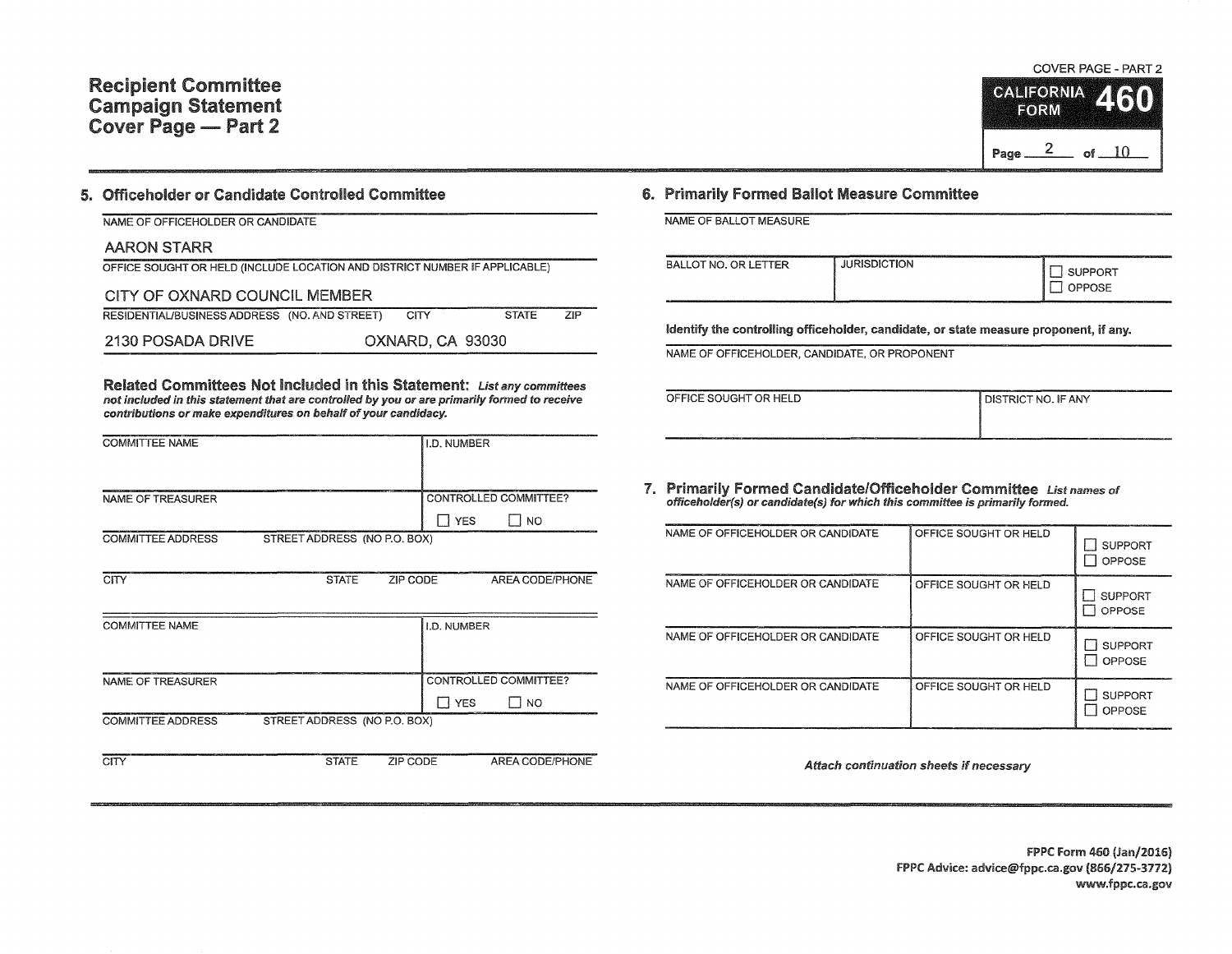# Recipient Committee Campaign Statement Cover Page — Part 2

COVER PAGE - PART 2

CALIFORNIA FORM **460**

Page 2 of 10

## 5. Officeholder or Candidate Controlled Committee

NAME OF OFFICEHOLDER OR CANDIDATE

AARON STARR

OFFICE SOUGHT OR HELD (INCLUDE LOCATION AND DISTRICT NUMBER IF APPLICABLE)

CITY OF OXNARD COUNCIL MEMBER

| RESIDENTIAL/BUSINESS ADDRESS (NO. AND STREET) | CITY | STATE | ZIP |
|---|---|---|---|
| 2130 POSADA DRIVE | OXNARD, CA 93030 | | |

**Related Committees Not Included in this Statement:** *List any committees not included in this statement that are controlled by you or are primarily formed to receive contributions or make expenditures on behalf of your candidacy.*

| COMMITTEE NAME | | | I.D. NUMBER |
|---|---|---|---|
| | | | |
| NAME OF TREASURER | | | CONTROLLED COMMITTEE? ☐ YES ☐ NO |
| COMMITTEE ADDRESS STREET ADDRESS (NO P.O. BOX) | | | |
| CITY | STATE | ZIP CODE | AREA CODE/PHONE |

| COMMITTEE NAME | | | I.D. NUMBER |
|---|---|---|---|
| | | | |
| NAME OF TREASURER | | | CONTROLLED COMMITTEE? ☐ YES ☐ NO |
| COMMITTEE ADDRESS STREET ADDRESS (NO P.O. BOX) | | | |
| CITY | STATE | ZIP CODE | AREA CODE/PHONE |

## 6. Primarily Formed Ballot Measure Committee

NAME OF BALLOT MEASURE

| BALLOT NO. OR LETTER | JURISDICTION | ☐ SUPPORT ☐ OPPOSE |
|---|---|---|
| | | |

**Identify the controlling officeholder, candidate, or state measure proponent, if any.**

NAME OF OFFICEHOLDER, CANDIDATE, OR PROPONENT

| OFFICE SOUGHT OR HELD | DISTRICT NO. IF ANY |
|---|---|
| | |

## 7. Primarily Formed Candidate/Officeholder Committee

*List names of officeholder(s) or candidate(s) for which this committee is primarily formed.*

| NAME OF OFFICEHOLDER OR CANDIDATE | OFFICE SOUGHT OR HELD | |
|---|---|---|
| | | ☐ SUPPORT ☐ OPPOSE |
| NAME OF OFFICEHOLDER OR CANDIDATE | OFFICE SOUGHT OR HELD | ☐ SUPPORT ☐ OPPOSE |
| NAME OF OFFICEHOLDER OR CANDIDATE | OFFICE SOUGHT OR HELD | ☐ SUPPORT ☐ OPPOSE |
| NAME OF OFFICEHOLDER OR CANDIDATE | OFFICE SOUGHT OR HELD | ☐ SUPPORT ☐ OPPOSE |

*Attach continuation sheets if necessary*

FPPC Form 460 (Jan/2016)
FPPC Advice: advice@fppc.ca.gov (866/275-3772)
www.fppc.ca.gov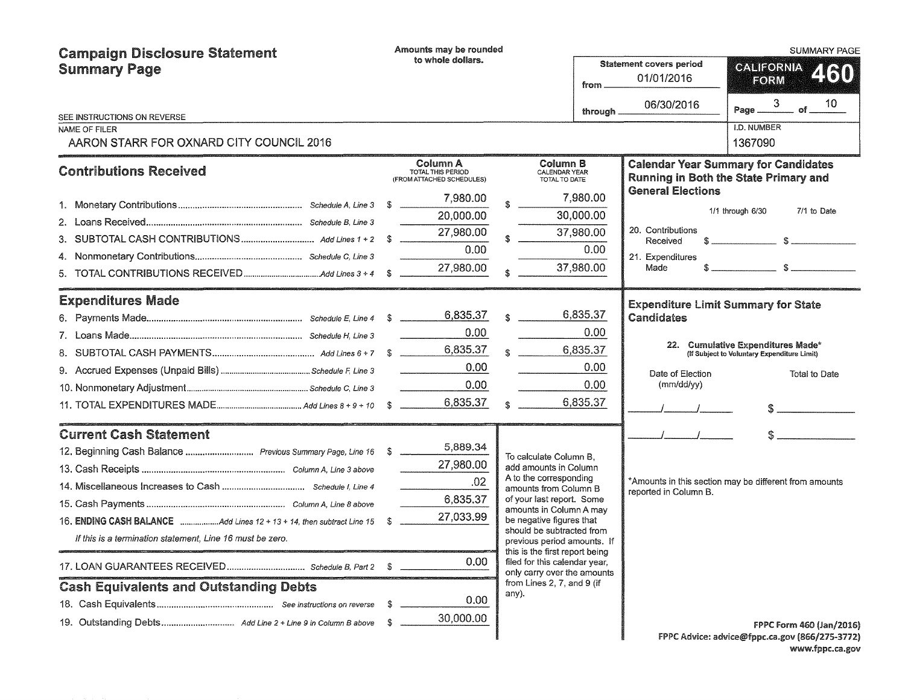# Campaign Disclosure Statement Summary Page

Amounts may be rounded to whole dollars.

SUMMARY PAGE

**CALIFORNIA FORM 460**

Statement covers period from 01/01/2016 through 06/30/2016

SEE INSTRUCTIONS ON REVERSE

| NAME OF FILER | I.D. NUMBER |
|---|---|
| AARON STARR FOR OXNARD CITY COUNCIL 2016 | 1367090 |

## Contributions Received

| | | Column A TOTAL THIS PERIOD (FROM ATTACHED SCHEDULES) | Column B CALENDAR YEAR TOTAL TO DATE |
|---|---|---|---|
| 1. Monetary Contributions | Schedule A, Line 3 | $ 7,980.00 | $ 7,980.00 |
| 2. Loans Received | Schedule B, Line 3 | 20,000.00 | 30,000.00 |
| 3. SUBTOTAL CASH CONTRIBUTIONS | Add Lines 1 + 2 | $ 27,980.00 | $ 37,980.00 |
| 4. Nonmonetary Contributions | Schedule C, Line 3 | 0.00 | 0.00 |
| 5. TOTAL CONTRIBUTIONS RECEIVED | Add Lines 3 + 4 | $ 27,980.00 | $ 37,980.00 |

## Expenditures Made

| | | Column A | Column B |
|---|---|---|---|
| 6. Payments Made | Schedule E, Line 4 | $ 6,835.37 | $ 6,835.37 |
| 7. Loans Made | Schedule H, Line 3 | 0.00 | 0.00 |
| 8. SUBTOTAL CASH PAYMENTS | Add Lines 6 + 7 | $ 6,835.37 | $ 6,835.37 |
| 9. Accrued Expenses (Unpaid Bills) | Schedule F, Line 3 | 0.00 | 0.00 |
| 10. Nonmonetary Adjustment | Schedule C, Line 3 | 0.00 | 0.00 |
| 11. TOTAL EXPENDITURES MADE | Add Lines 8 + 9 + 10 | $ 6,835.37 | $ 6,835.37 |

## Current Cash Statement

| | | |
|---|---|---|
| 12. Beginning Cash Balance | Previous Summary Page, Line 16 | $ 5,889.34 |
| 13. Cash Receipts | Column A, Line 3 above | 27,980.00 |
| 14. Miscellaneous Increases to Cash | Schedule I, Line 4 | .02 |
| 15. Cash Payments | Column A, Line 8 above | 6,835.37 |
| 16. **ENDING CASH BALANCE** | Add Lines 12 + 13 + 14, then subtract Line 15 | $ 27,033.99 |

*If this is a termination statement, Line 16 must be zero.*

| | | |
|---|---|---|
| 17. LOAN GUARANTEES RECEIVED | Schedule B, Part 2 | $ 0.00 |

## Cash Equivalents and Outstanding Debts

| | | |
|---|---|---|
| 18. Cash Equivalents | See instructions on reverse | $ 0.00 |
| 19. Outstanding Debts | Add Line 2 + Line 9 in Column B above | $ 30,000.00 |

To calculate Column B, add amounts in Column A to the corresponding amounts from Column B of your last report. Some amounts in Column A may be negative figures that should be subtracted from previous period amounts. If this is the first report being filed for this calendar year, only carry over the amounts from Lines 2, 7, and 9 (if any).

## Calendar Year Summary for Candidates Running in Both the State Primary and General Elections

| | 1/1 through 6/30 | 7/1 to Date |
|---|---|---|
| 20. Contributions Received | $ | $ |
| 21. Expenditures Made | $ | $ |

## Expenditure Limit Summary for State Candidates

22. Cumulative Expenditures Made* (If Subject to Voluntary Expenditure Limit)

| Date of Election (mm/dd/yy) | Total to Date |
|---|---|
| / / | $ |
| / / | $ |

*Amounts in this section may be different from amounts reported in Column B.

FPPC Form 460 (Jan/2016)
FPPC Advice: advice@fppc.ca.gov (866/275-3772)
www.fppc.ca.gov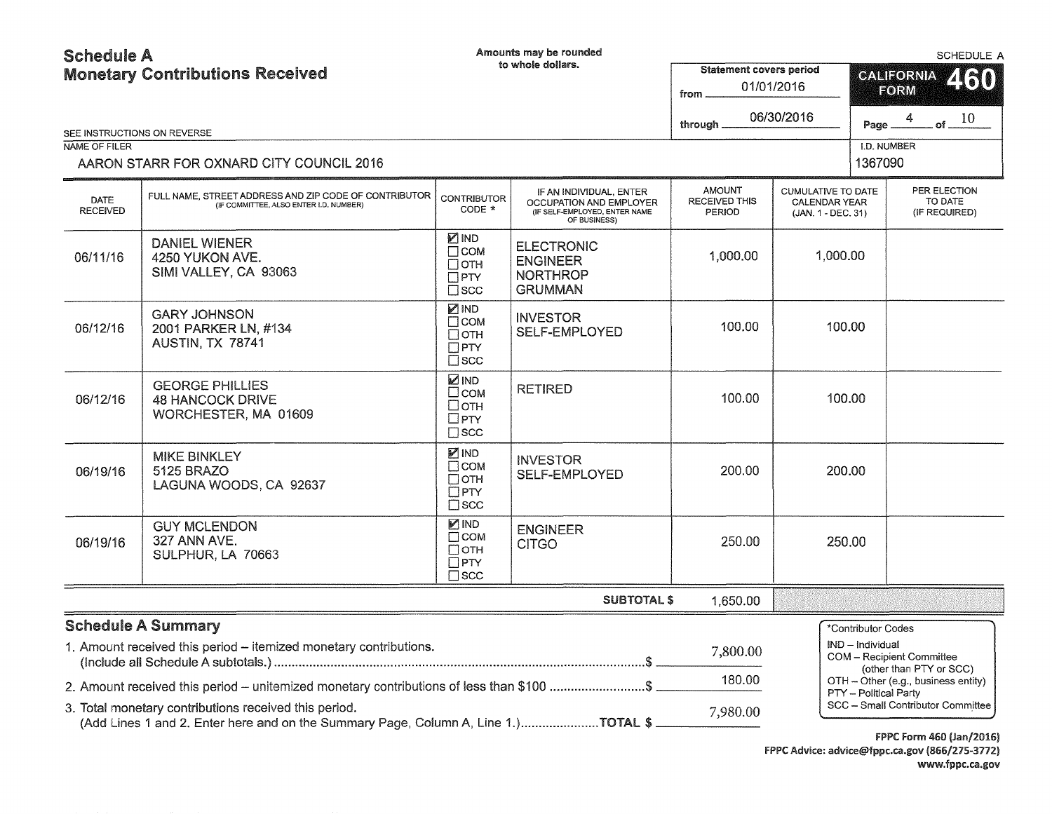# Schedule A
## Monetary Contributions Received

Amounts may be rounded to whole dollars.

SCHEDULE A

Statement covers period from 01/01/2016 through 06/30/2016

CALIFORNIA FORM 460

SEE INSTRUCTIONS ON REVERSE

NAME OF FILER: AARON STARR FOR OXNARD CITY COUNCIL 2016

I.D. NUMBER: 1367090

| DATE RECEIVED | FULL NAME, STREET ADDRESS AND ZIP CODE OF CONTRIBUTOR (IF COMMITTEE, ALSO ENTER I.D. NUMBER) | CONTRIBUTOR CODE * | IF AN INDIVIDUAL, ENTER OCCUPATION AND EMPLOYER (IF SELF-EMPLOYED, ENTER NAME OF BUSINESS) | AMOUNT RECEIVED THIS PERIOD | CUMULATIVE TO DATE CALENDAR YEAR (JAN. 1 - DEC. 31) | PER ELECTION TO DATE (IF REQUIRED) |
|---|---|---|---|---|---|---|
| 06/11/16 | DANIEL WIENER<br>4250 YUKON AVE.<br>SIMI VALLEY, CA 93063 | ☑ IND ☐ COM ☐ OTH ☐ PTY ☐ SCC | ELECTRONIC ENGINEER<br>NORTHROP GRUMMAN | 1,000.00 | 1,000.00 | |
| 06/12/16 | GARY JOHNSON<br>2001 PARKER LN, #134<br>AUSTIN, TX 78741 | ☑ IND ☐ COM ☐ OTH ☐ PTY ☐ SCC | INVESTOR<br>SELF-EMPLOYED | 100.00 | 100.00 | |
| 06/12/16 | GEORGE PHILLIES<br>48 HANCOCK DRIVE<br>WORCHESTER, MA 01609 | ☑ IND ☐ COM ☐ OTH ☐ PTY ☐ SCC | RETIRED | 100.00 | 100.00 | |
| 06/19/16 | MIKE BINKLEY<br>5125 BRAZO<br>LAGUNA WOODS, CA 92637 | ☑ IND ☐ COM ☐ OTH ☐ PTY ☐ SCC | INVESTOR<br>SELF-EMPLOYED | 200.00 | 200.00 | |
| 06/19/16 | GUY MCLENDON<br>327 ANN AVE.<br>SULPHUR, LA 70663 | ☑ IND ☐ COM ☐ OTH ☐ PTY ☐ SCC | ENGINEER<br>CITGO | 250.00 | 250.00 | |
| | | | SUBTOTAL $ | 1,650.00 | | |

## Schedule A Summary

1. Amount received this period – itemized monetary contributions. (Include all Schedule A subtotals.) ........ $ 7,800.00
2. Amount received this period – unitemized monetary contributions of less than $100 ........ $ 180.00
3. Total monetary contributions received this period. (Add Lines 1 and 2. Enter here and on the Summary Page, Column A, Line 1.) ........ TOTAL $ 7,980.00

*Contributor Codes
- IND – Individual
- COM – Recipient Committee (other than PTY or SCC)
- OTH – Other (e.g., business entity)
- PTY – Political Party
- SCC – Small Contributor Committee

FPPC Form 460 (Jan/2016)
FPPC Advice: advice@fppc.ca.gov (866/275-3772)
www.fppc.ca.gov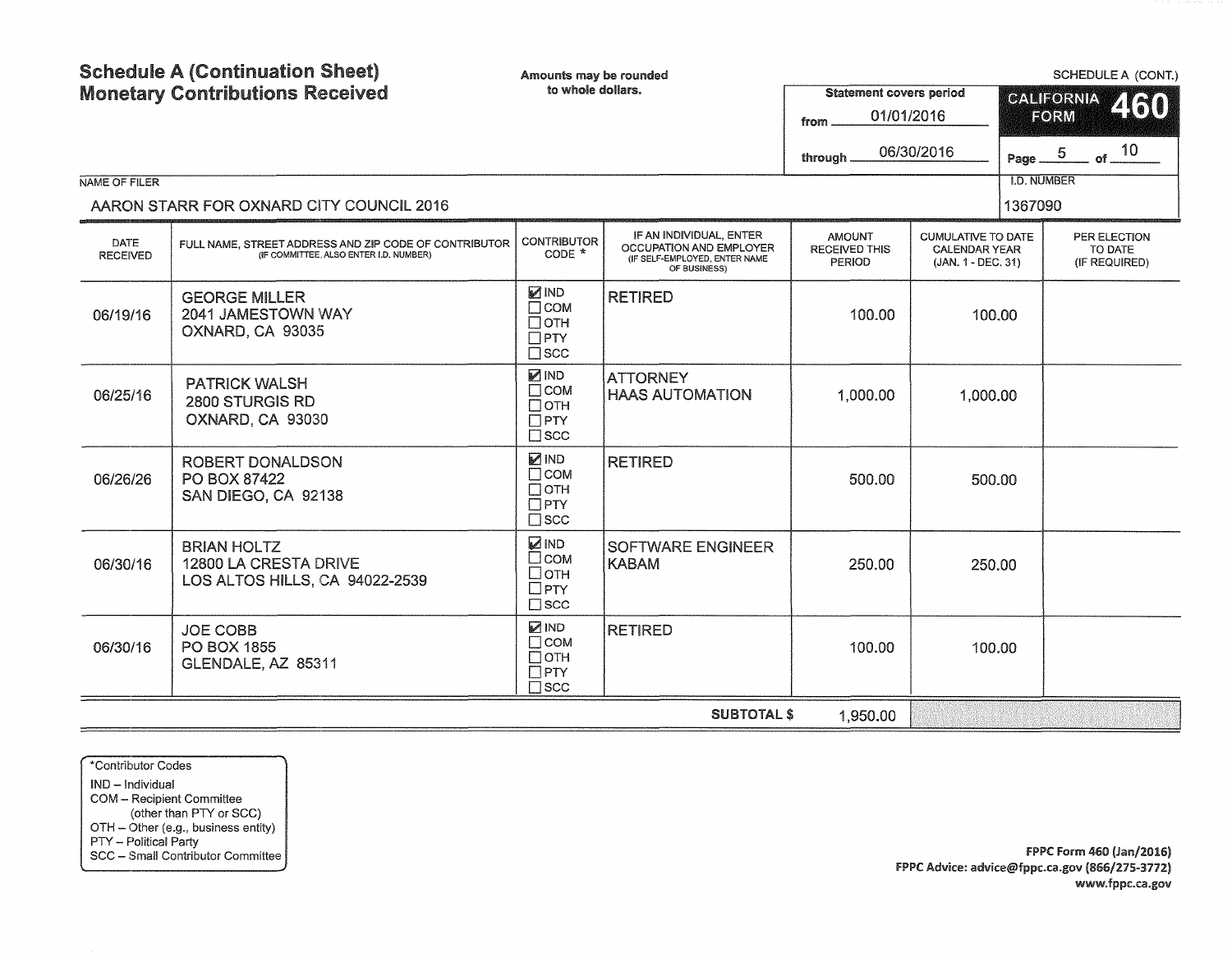# Schedule A (Continuation Sheet)
# Monetary Contributions Received

Amounts may be rounded to whole dollars.

SCHEDULE A (CONT.)

**CALIFORNIA FORM 460**

Statement covers period from 01/01/2016 through 06/30/2016

NAME OF FILER: AARON STARR FOR OXNARD CITY COUNCIL 2016

I.D. NUMBER: 1367090

| DATE RECEIVED | FULL NAME, STREET ADDRESS AND ZIP CODE OF CONTRIBUTOR (IF COMMITTEE, ALSO ENTER I.D. NUMBER) | CONTRIBUTOR CODE * | IF AN INDIVIDUAL, ENTER OCCUPATION AND EMPLOYER (IF SELF-EMPLOYED, ENTER NAME OF BUSINESS) | AMOUNT RECEIVED THIS PERIOD | CUMULATIVE TO DATE CALENDAR YEAR (JAN. 1 - DEC. 31) | PER ELECTION TO DATE (IF REQUIRED) |
|---|---|---|---|---|---|---|
| 06/19/16 | GEORGE MILLER<br>2041 JAMESTOWN WAY<br>OXNARD, CA 93035 | ☑ IND ☐ COM ☐ OTH ☐ PTY ☐ SCC | RETIRED | 100.00 | 100.00 | |
| 06/25/16 | PATRICK WALSH<br>2800 STURGIS RD<br>OXNARD, CA 93030 | ☑ IND ☐ COM ☐ OTH ☐ PTY ☐ SCC | ATTORNEY<br>HAAS AUTOMATION | 1,000.00 | 1,000.00 | |
| 06/26/26 | ROBERT DONALDSON<br>PO BOX 87422<br>SAN DIEGO, CA 92138 | ☑ IND ☐ COM ☐ OTH ☐ PTY ☐ SCC | RETIRED | 500.00 | 500.00 | |
| 06/30/16 | BRIAN HOLTZ<br>12800 LA CRESTA DRIVE<br>LOS ALTOS HILLS, CA 94022-2539 | ☑ IND ☐ COM ☐ OTH ☐ PTY ☐ SCC | SOFTWARE ENGINEER<br>KABAM | 250.00 | 250.00 | |
| 06/30/16 | JOE COBB<br>PO BOX 1855<br>GLENDALE, AZ 85311 | ☑ IND ☐ COM ☐ OTH ☐ PTY ☐ SCC | RETIRED | 100.00 | 100.00 | |
| | | | **SUBTOTAL $** | 1,950.00 | | |

*Contributor Codes
- IND – Individual
- COM – Recipient Committee (other than PTY or SCC)
- OTH – Other (e.g., business entity)
- PTY – Political Party
- SCC – Small Contributor Committee

**FPPC Form 460 (Jan/2016)**
**FPPC Advice: advice@fppc.ca.gov (866/275-3772)**
**www.fppc.ca.gov**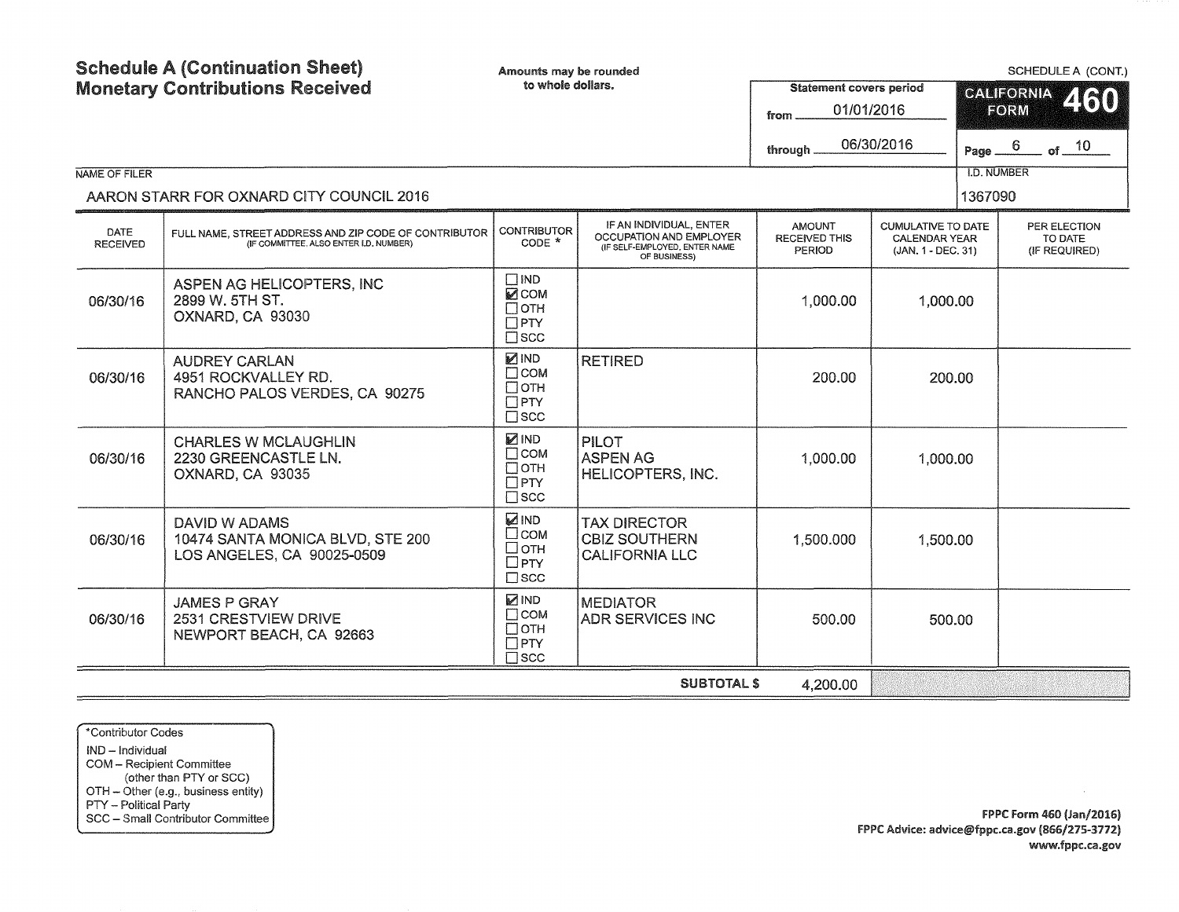# Schedule A (Continuation Sheet)
# Monetary Contributions Received

Amounts may be rounded to whole dollars.

SCHEDULE A (CONT.)

**CALIFORNIA FORM 460**

Statement covers period
from 01/01/2016
through 06/30/2016

NAME OF FILER: AARON STARR FOR OXNARD CITY COUNCIL 2016

I.D. NUMBER: 1367090

| DATE RECEIVED | FULL NAME, STREET ADDRESS AND ZIP CODE OF CONTRIBUTOR (IF COMMITTEE, ALSO ENTER I.D. NUMBER) | CONTRIBUTOR CODE * | IF AN INDIVIDUAL, ENTER OCCUPATION AND EMPLOYER (IF SELF-EMPLOYED, ENTER NAME OF BUSINESS) | AMOUNT RECEIVED THIS PERIOD | CUMULATIVE TO DATE CALENDAR YEAR (JAN. 1 - DEC. 31) | PER ELECTION TO DATE (IF REQUIRED) |
|---|---|---|---|---|---|---|
| 06/30/16 | ASPEN AG HELICOPTERS, INC<br>2899 W. 5TH ST.<br>OXNARD, CA 93030 | ☐ IND<br>☑ COM<br>☐ OTH<br>☐ PTY<br>☐ SCC | | 1,000.00 | 1,000.00 | |
| 06/30/16 | AUDREY CARLAN<br>4951 ROCKVALLEY RD.<br>RANCHO PALOS VERDES, CA 90275 | ☑ IND<br>☐ COM<br>☐ OTH<br>☐ PTY<br>☐ SCC | RETIRED | 200.00 | 200.00 | |
| 06/30/16 | CHARLES W MCLAUGHLIN<br>2230 GREENCASTLE LN.<br>OXNARD, CA 93035 | ☑ IND<br>☐ COM<br>☐ OTH<br>☐ PTY<br>☐ SCC | PILOT<br>ASPEN AG HELICOPTERS, INC. | 1,000.00 | 1,000.00 | |
| 06/30/16 | DAVID W ADAMS<br>10474 SANTA MONICA BLVD, STE 200<br>LOS ANGELES, CA 90025-0509 | ☑ IND<br>☐ COM<br>☐ OTH<br>☐ PTY<br>☐ SCC | TAX DIRECTOR<br>CBIZ SOUTHERN CALIFORNIA LLC | 1,500.000 | 1,500.00 | |
| 06/30/16 | JAMES P GRAY<br>2531 CRESTVIEW DRIVE<br>NEWPORT BEACH, CA 92663 | ☑ IND<br>☐ COM<br>☐ OTH<br>☐ PTY<br>☐ SCC | MEDIATOR<br>ADR SERVICES INC | 500.00 | 500.00 | |
| | | | **SUBTOTAL $** | 4,200.00 | | |

*Contributor Codes
IND – Individual
COM – Recipient Committee (other than PTY or SCC)
OTH – Other (e.g., business entity)
PTY – Political Party
SCC – Small Contributor Committee

FPPC Form 460 (Jan/2016)
FPPC Advice: advice@fppc.ca.gov (866/275-3772)
www.fppc.ca.gov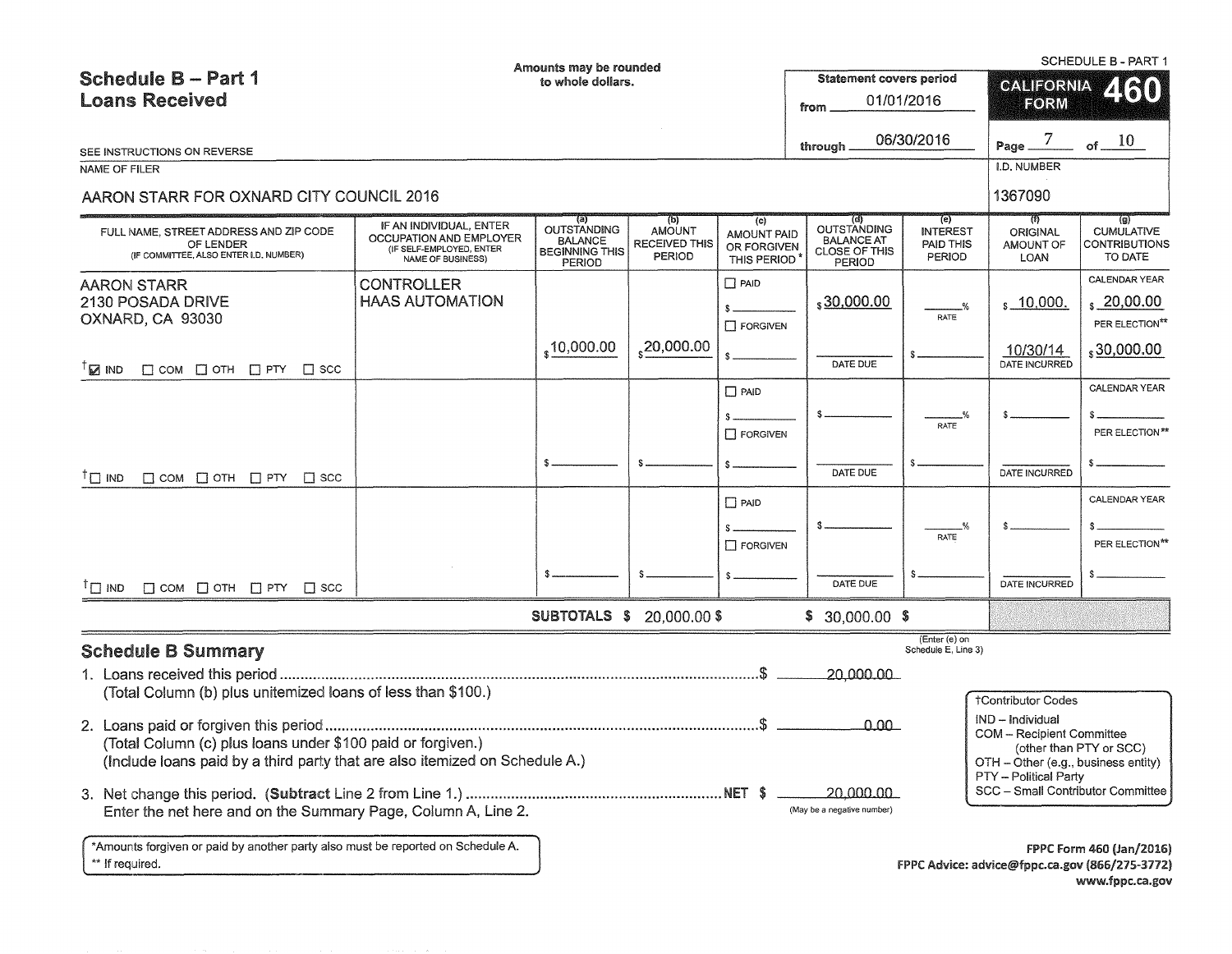SCHEDULE B - PART 1

# Schedule B – Part 1
## Loans Received

Amounts may be rounded to whole dollars.

SEE INSTRUCTIONS ON REVERSE

Statement covers period from 01/01/2016 through 06/30/2016

**CALIFORNIA FORM 460**

NAME OF FILER: AARON STARR FOR OXNARD CITY COUNCIL 2016

I.D. NUMBER: 1367090

| FULL NAME, STREET ADDRESS AND ZIP CODE OF LENDER (IF COMMITTEE, ALSO ENTER I.D. NUMBER) | IF AN INDIVIDUAL, ENTER OCCUPATION AND EMPLOYER (IF SELF-EMPLOYED, ENTER NAME OF BUSINESS) | (a) OUTSTANDING BALANCE BEGINNING THIS PERIOD | (b) AMOUNT RECEIVED THIS PERIOD | (c) AMOUNT PAID OR FORGIVEN THIS PERIOD* | (d) OUTSTANDING BALANCE AT CLOSE OF THIS PERIOD | (e) INTEREST PAID THIS PERIOD | (f) ORIGINAL AMOUNT OF LOAN | (g) CUMULATIVE CONTRIBUTIONS TO DATE |
|---|---|---|---|---|---|---|---|---|
| AARON STARR<br>2130 POSADA DRIVE<br>OXNARD, CA 93030<br>☑ IND ☐ COM ☐ OTH ☐ PTY ☐ SCC | CONTROLLER<br>HAAS AUTOMATION | $10,000.00 | $20,000.00 | ☐ PAID $ ☐ FORGIVEN $ | $30,000.00<br>DATE DUE: | ___% RATE $ | $ 10,000.<br>10/30/14 DATE INCURRED | CALENDAR YEAR $ 20,00.00<br>PER ELECTION** $30,000.00 |
| ☐ IND ☐ COM ☐ OTH ☐ PTY ☐ SCC | | $ | $ | ☐ PAID $ ☐ FORGIVEN $ | $<br>DATE DUE | ___% RATE $ | $<br>DATE INCURRED | CALENDAR YEAR $<br>PER ELECTION** $ |
| ☐ IND ☐ COM ☐ OTH ☐ PTY ☐ SCC | | $ | $ | ☐ PAID $ ☐ FORGIVEN $ | $<br>DATE DUE | ___% RATE $ | $<br>DATE INCURRED | CALENDAR YEAR $<br>PER ELECTION** $ |
| | SUBTOTALS | $ | $ 20,000.00 | $ | $ 30,000.00 | $ (Enter (e) on Schedule E, Line 3) | | |

## Schedule B Summary

1. Loans received this period ..................................................... $ 20,000.00
   (Total Column (b) plus unitemized loans of less than $100.)

2. Loans paid or forgiven this period ..................................................... $ 0.00
   (Total Column (c) plus loans under $100 paid or forgiven.)
   (Include loans paid by a third party that are also itemized on Schedule A.)

3. Net change this period. (**Subtract** Line 2 from Line 1.) ..................... NET $ 20,000.00
   Enter the net here and on the Summary Page, Column A, Line 2. (May be a negative number)

†Contributor Codes
- IND – Individual
- COM – Recipient Committee (other than PTY or SCC)
- OTH – Other (e.g., business entity)
- PTY – Political Party
- SCC – Small Contributor Committee

*Amounts forgiven or paid by another party also must be reported on Schedule A.
** If required.

FPPC Form 460 (Jan/2016)
FPPC Advice: advice@fppc.ca.gov (866/275-3772)
www.fppc.ca.gov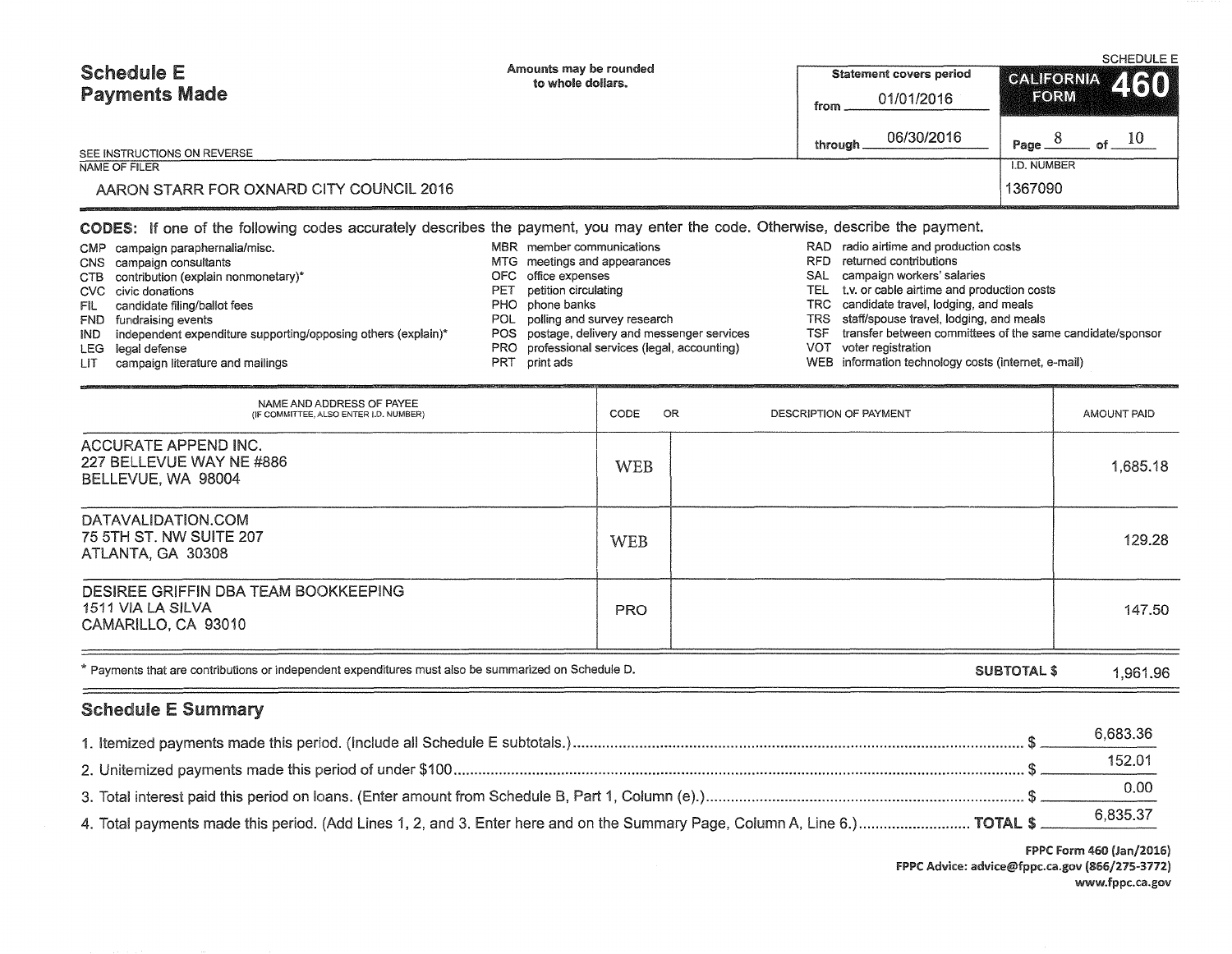# Schedule E
# Payments Made

Amounts may be rounded to whole dollars.

| Statement covers period | CALIFORNIA FORM 460 |
|---|---|
| from 01/01/2016 | SCHEDULE E |
| through 06/30/2016 | Page 8 of 10 |

SEE INSTRUCTIONS ON REVERSE

| NAME OF FILER | I.D. NUMBER |
|---|---|
| AARON STARR FOR OXNARD CITY COUNCIL 2016 | 1367090 |

**CODES:** If one of the following codes accurately describes the payment, you may enter the code. Otherwise, describe the payment.

- CMP campaign paraphernalia/misc.
- CNS campaign consultants
- CTB contribution (explain nonmonetary)*
- CVC civic donations
- FIL candidate filing/ballot fees
- FND fundraising events
- IND independent expenditure supporting/opposing others (explain)*
- LEG legal defense
- LIT campaign literature and mailings
- MBR member communications
- MTG meetings and appearances
- OFC office expenses
- PET petition circulating
- PHO phone banks
- POL polling and survey research
- POS postage, delivery and messenger services
- PRO professional services (legal, accounting)
- PRT print ads
- RAD radio airtime and production costs
- RFD returned contributions
- SAL campaign workers' salaries
- TEL t.v. or cable airtime and production costs
- TRC candidate travel, lodging, and meals
- TRS staff/spouse travel, lodging, and meals
- TSF transfer between committees of the same candidate/sponsor
- VOT voter registration
- WEB information technology costs (internet, e-mail)

| NAME AND ADDRESS OF PAYEE (IF COMMITTEE, ALSO ENTER I.D. NUMBER) | CODE | OR DESCRIPTION OF PAYMENT | AMOUNT PAID |
|---|---|---|---|
| ACCURATE APPEND INC.<br>227 BELLEVUE WAY NE #886<br>BELLEVUE, WA 98004 | WEB | | 1,685.18 |
| DATAVALIDATION.COM<br>75 5TH ST. NW SUITE 207<br>ATLANTA, GA 30308 | WEB | | 129.28 |
| DESIREE GRIFFIN DBA TEAM BOOKKEEPING<br>1511 VIA LA SILVA<br>CAMARILLO, CA 93010 | PRO | | 147.50 |

* Payments that are contributions or independent expenditures must also be summarized on Schedule D.

**SUBTOTAL $** 1,961.96

## Schedule E Summary

1. Itemized payments made this period. (Include all Schedule E subtotals.) $ 6,683.36
2. Unitemized payments made this period of under $100 $ 152.01
3. Total interest paid this period on loans. (Enter amount from Schedule B, Part 1, Column (e).) $ 0.00
4. Total payments made this period. (Add Lines 1, 2, and 3. Enter here and on the Summary Page, Column A, Line 6.) **TOTAL $** 6,835.37

FPPC Form 460 (Jan/2016)
FPPC Advice: advice@fppc.ca.gov (866/275-3772)
www.fppc.ca.gov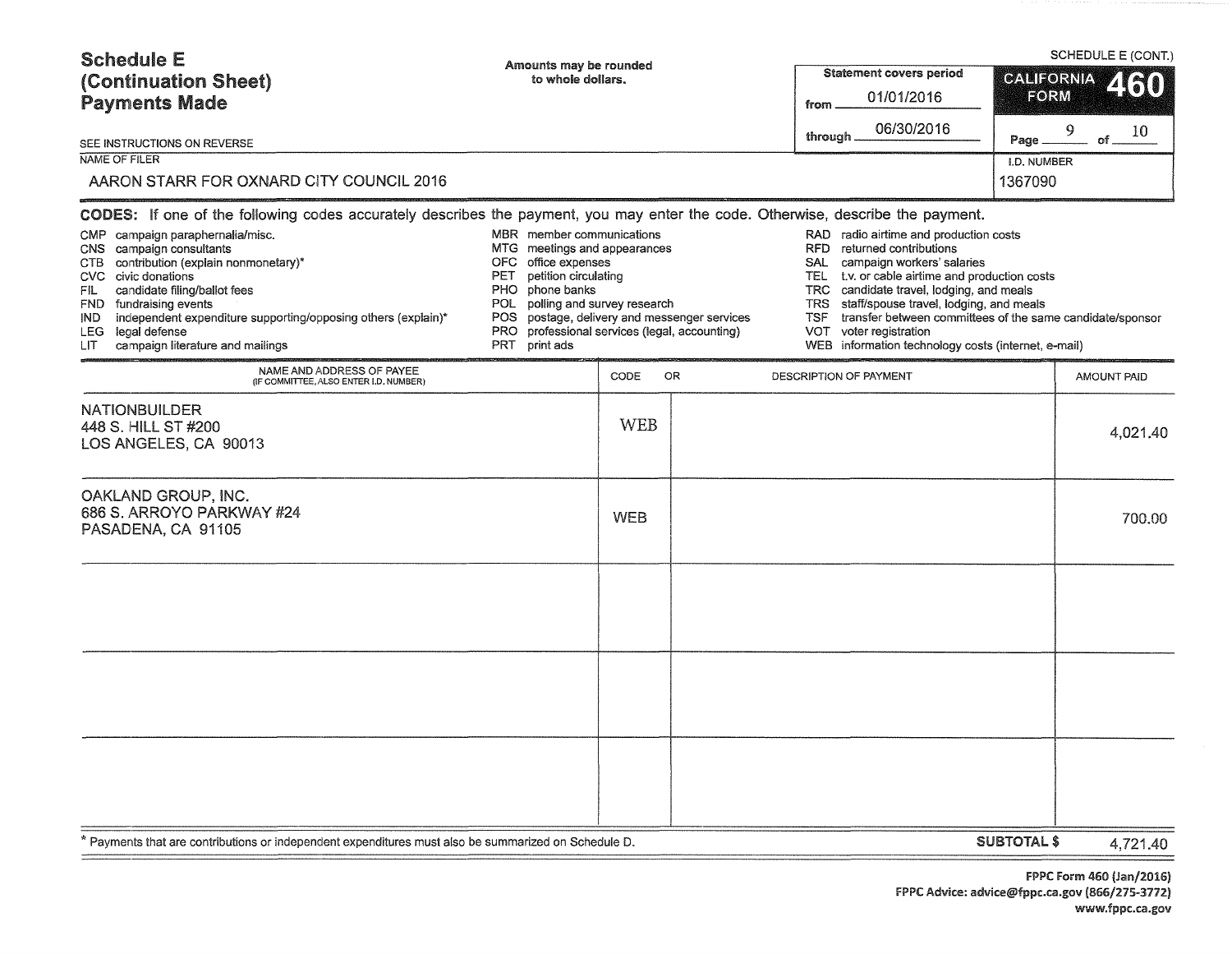# Schedule E (Continuation Sheet) Payments Made

SCHEDULE E (CONT.)

Amounts may be rounded to whole dollars.

Statement covers period from 01/01/2016 through 06/30/2016

CALIFORNIA FORM 460

Page 9 of 10

SEE INSTRUCTIONS ON REVERSE

NAME OF FILER: AARON STARR FOR OXNARD CITY COUNCIL 2016

I.D. NUMBER: 1367090

**CODES:** If one of the following codes accurately describes the payment, you may enter the code. Otherwise, describe the payment.

- CMP campaign paraphernalia/misc.
- CNS campaign consultants
- CTB contribution (explain nonmonetary)*
- CVC civic donations
- FIL candidate filing/ballot fees
- FND fundraising events
- IND independent expenditure supporting/opposing others (explain)*
- LEG legal defense
- LIT campaign literature and mailings
- MBR member communications
- MTG meetings and appearances
- OFC office expenses
- PET petition circulating
- PHO phone banks
- POL polling and survey research
- POS postage, delivery and messenger services
- PRO professional services (legal, accounting)
- PRT print ads
- RAD radio airtime and production costs
- RFD returned contributions
- SAL campaign workers' salaries
- TEL t.v. or cable airtime and production costs
- TRC candidate travel, lodging, and meals
- TRS staff/spouse travel, lodging, and meals
- TSF transfer between committees of the same candidate/sponsor
- VOT voter registration
- WEB information technology costs (internet, e-mail)

| NAME AND ADDRESS OF PAYEE (IF COMMITTEE, ALSO ENTER I.D. NUMBER) | CODE | OR DESCRIPTION OF PAYMENT | AMOUNT PAID |
|---|---|---|---|
| NATIONBUILDER<br>448 S. HILL ST #200<br>LOS ANGELES, CA 90013 | WEB | | 4,021.40 |
| OAKLAND GROUP, INC.<br>686 S. ARROYO PARKWAY #24<br>PASADENA, CA 91105 | WEB | | 700.00 |
| | | | |
| | | | |
| | | | |

\* Payments that are contributions or independent expenditures must also be summarized on Schedule D.

**SUBTOTAL $** 4,721.40

FPPC Form 460 (Jan/2016)
FPPC Advice: advice@fppc.ca.gov (866/275-3772)
www.fppc.ca.gov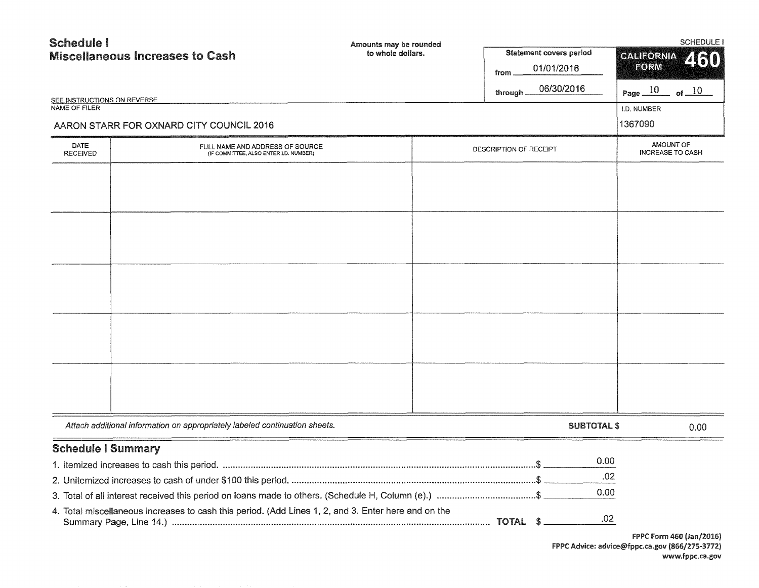# Schedule I
## Miscellaneous Increases to Cash

Amounts may be rounded to whole dollars.

SCHEDULE I

CALIFORNIA FORM 460

Statement covers period from 01/01/2016 through 06/30/2016

SEE INSTRUCTIONS ON REVERSE

NAME OF FILER: AARON STARR FOR OXNARD CITY COUNCIL 2016

I.D. NUMBER: 1367090

| DATE RECEIVED | FULL NAME AND ADDRESS OF SOURCE (IF COMMITTEE, ALSO ENTER I.D. NUMBER) | DESCRIPTION OF RECEIPT | AMOUNT OF INCREASE TO CASH |
|---|---|---|---|
| | | | |
| | | | |
| | | | |
| | | | |
| | | | |

*Attach additional information on appropriately labeled continuation sheets.* **SUBTOTAL $** 0.00

## Schedule I Summary

1. Itemized increases to cash this period. $ 0.00
2. Unitemized increases to cash of under $100 this period. $ .02
3. Total of all interest received this period on loans made to others. (Schedule H, Column (e).) $ 0.00
4. Total miscellaneous increases to cash this period. (Add Lines 1, 2, and 3. Enter here and on the Summary Page, Line 14.) **TOTAL $** .02

FPPC Form 460 (Jan/2016)
FPPC Advice: advice@fppc.ca.gov (866/275-3772)
www.fppc.ca.gov